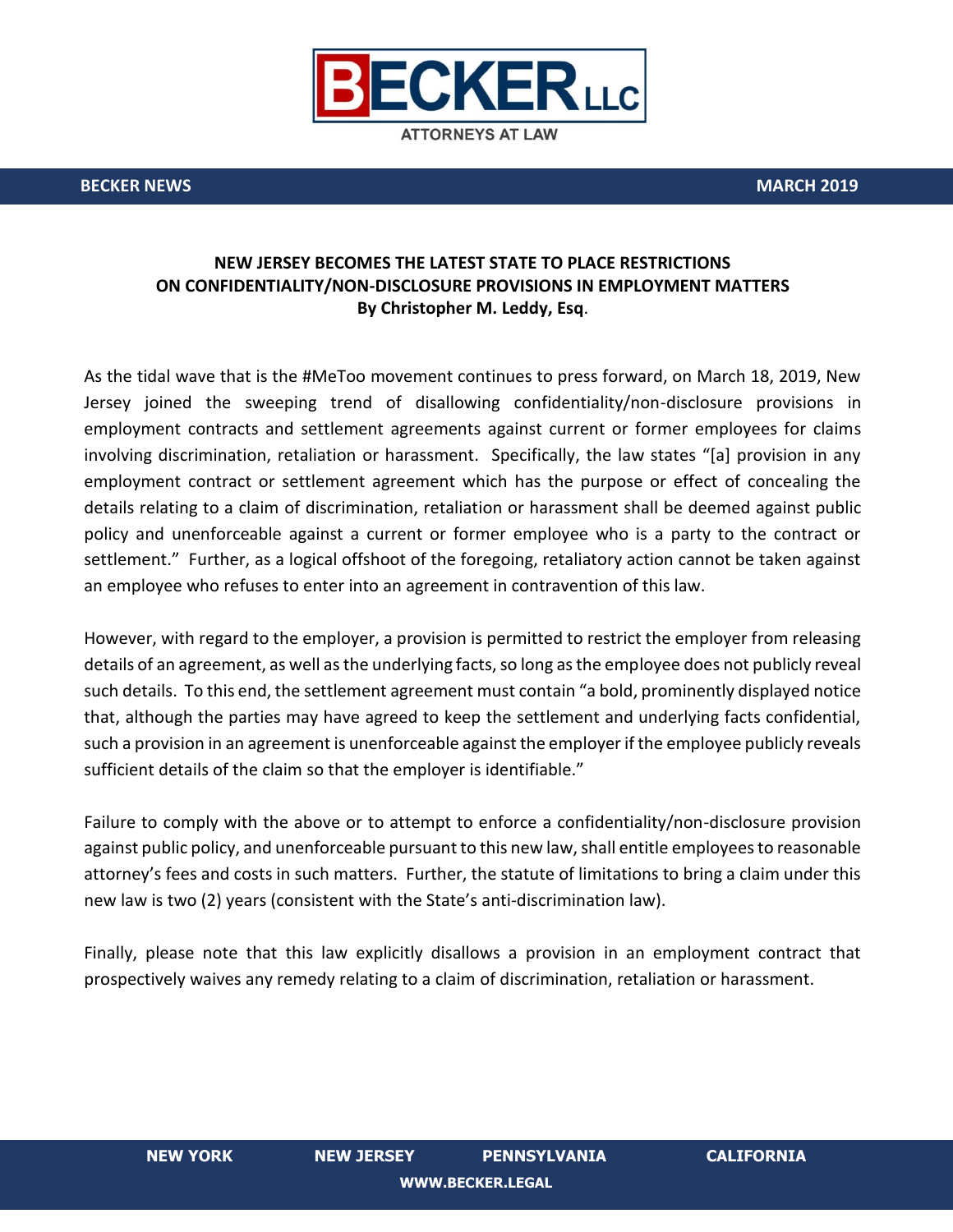BECKER LLC
ATTORNEYS AT LAW

**BECKER NEWS** **MARCH 2019**

# NEW JERSEY BECOMES THE LATEST STATE TO PLACE RESTRICTIONS ON CONFIDENTIALITY/NON-DISCLOSURE PROVISIONS IN EMPLOYMENT MATTERS

**By Christopher M. Leddy, Esq**.

As the tidal wave that is the #MeToo movement continues to press forward, on March 18, 2019, New Jersey joined the sweeping trend of disallowing confidentiality/non-disclosure provisions in employment contracts and settlement agreements against current or former employees for claims involving discrimination, retaliation or harassment. Specifically, the law states "[a] provision in any employment contract or settlement agreement which has the purpose or effect of concealing the details relating to a claim of discrimination, retaliation or harassment shall be deemed against public policy and unenforceable against a current or former employee who is a party to the contract or settlement." Further, as a logical offshoot of the foregoing, retaliatory action cannot be taken against an employee who refuses to enter into an agreement in contravention of this law.

However, with regard to the employer, a provision is permitted to restrict the employer from releasing details of an agreement, as well as the underlying facts, so long as the employee does not publicly reveal such details. To this end, the settlement agreement must contain "a bold, prominently displayed notice that, although the parties may have agreed to keep the settlement and underlying facts confidential, such a provision in an agreement is unenforceable against the employer if the employee publicly reveals sufficient details of the claim so that the employer is identifiable."

Failure to comply with the above or to attempt to enforce a confidentiality/non-disclosure provision against public policy, and unenforceable pursuant to this new law, shall entitle employees to reasonable attorney's fees and costs in such matters. Further, the statute of limitations to bring a claim under this new law is two (2) years (consistent with the State's anti-discrimination law).

Finally, please note that this law explicitly disallows a provision in an employment contract that prospectively waives any remedy relating to a claim of discrimination, retaliation or harassment.

**NEW YORK** **NEW JERSEY** **PENNSYLVANIA** **CALIFORNIA**

**WWW.BECKER.LEGAL**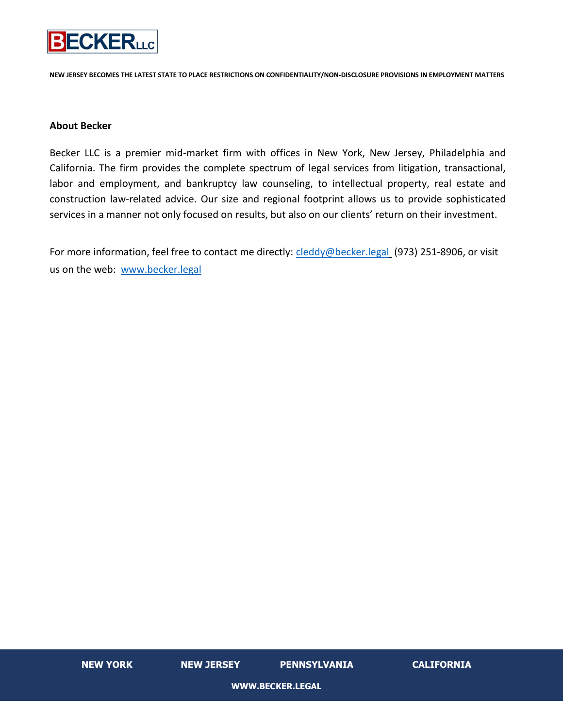## About Becker

Becker LLC is a premier mid-market firm with offices in New York, New Jersey, Philadelphia and California. The firm provides the complete spectrum of legal services from litigation, transactional, labor and employment, and bankruptcy law counseling, to intellectual property, real estate and construction law-related advice. Our size and regional footprint allows us to provide sophisticated services in a manner not only focused on results, but also on our clients' return on their investment.

For more information, feel free to contact me directly: cleddy@becker.legal (973) 251-8906, or visit us on the web: www.becker.legal